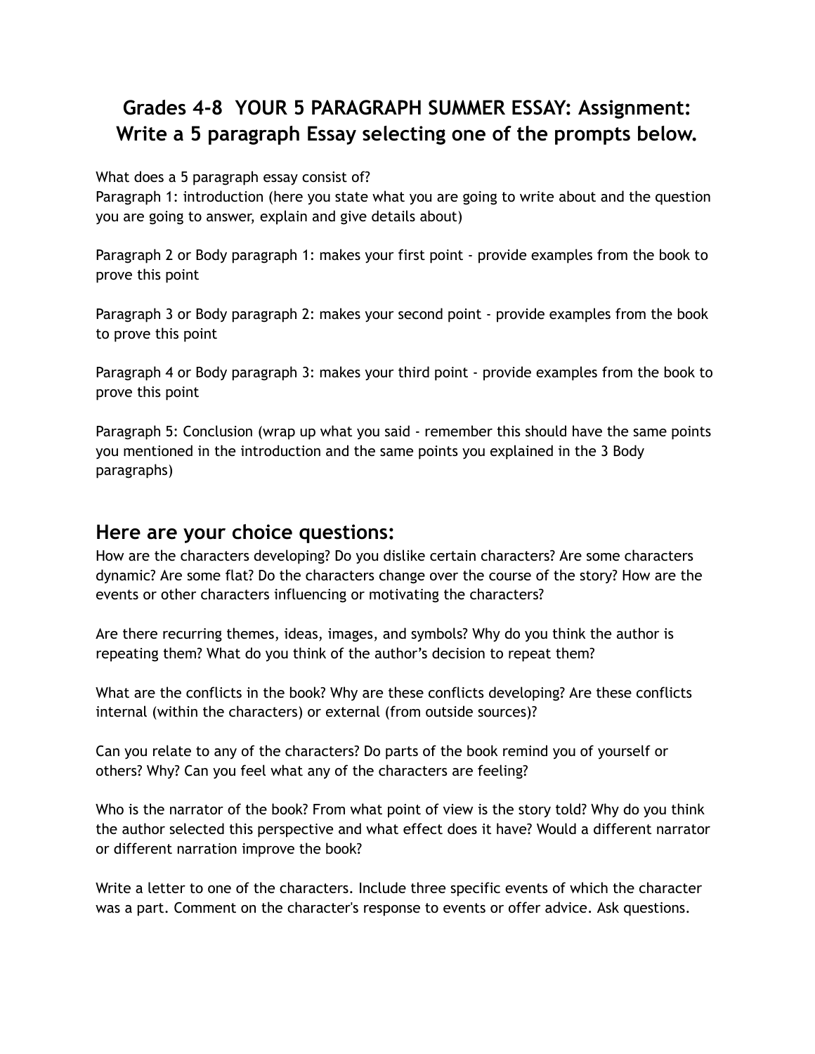# Grades 4-8 YOUR 5 PARAGRAPH SUMMER ESSAY: Assignment: Write a 5 paragraph Essay selecting one of the prompts below.

What does a 5 paragraph essay consist of?
Paragraph 1: introduction (here you state what you are going to write about and the question you are going to answer, explain and give details about)

Paragraph 2 or Body paragraph 1: makes your first point - provide examples from the book to prove this point

Paragraph 3 or Body paragraph 2: makes your second point - provide examples from the book to prove this point

Paragraph 4 or Body paragraph 3: makes your third point - provide examples from the book to prove this point

Paragraph 5: Conclusion (wrap up what you said - remember this should have the same points you mentioned in the introduction and the same points you explained in the 3 Body paragraphs)

## Here are your choice questions:

How are the characters developing? Do you dislike certain characters? Are some characters dynamic? Are some flat? Do the characters change over the course of the story? How are the events or other characters influencing or motivating the characters?

Are there recurring themes, ideas, images, and symbols? Why do you think the author is repeating them? What do you think of the author's decision to repeat them?

What are the conflicts in the book? Why are these conflicts developing? Are these conflicts internal (within the characters) or external (from outside sources)?

Can you relate to any of the characters? Do parts of the book remind you of yourself or others? Why? Can you feel what any of the characters are feeling?

Who is the narrator of the book? From what point of view is the story told? Why do you think the author selected this perspective and what effect does it have? Would a different narrator or different narration improve the book?

Write a letter to one of the characters. Include three specific events of which the character was a part. Comment on the character's response to events or offer advice. Ask questions.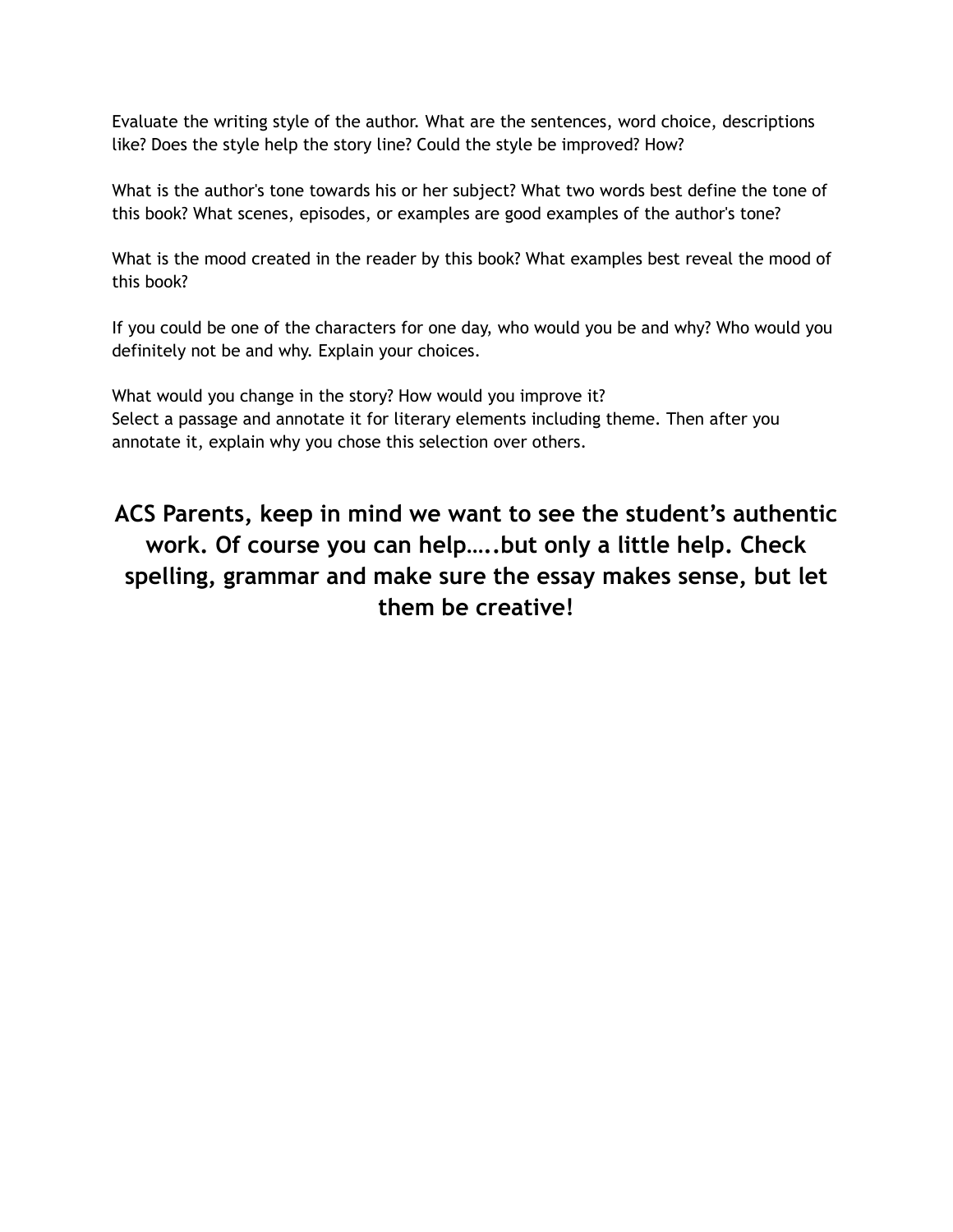Evaluate the writing style of the author. What are the sentences, word choice, descriptions like? Does the style help the story line? Could the style be improved? How?

What is the author's tone towards his or her subject? What two words best define the tone of this book? What scenes, episodes, or examples are good examples of the author's tone?

What is the mood created in the reader by this book? What examples best reveal the mood of this book?

If you could be one of the characters for one day, who would you be and why? Who would you definitely not be and why. Explain your choices.

What would you change in the story? How would you improve it?
Select a passage and annotate it for literary elements including theme. Then after you annotate it, explain why you chose this selection over others.

**ACS Parents, keep in mind we want to see the student's authentic work. Of course you can help…..but only a little help. Check spelling, grammar and make sure the essay makes sense, but let them be creative!**